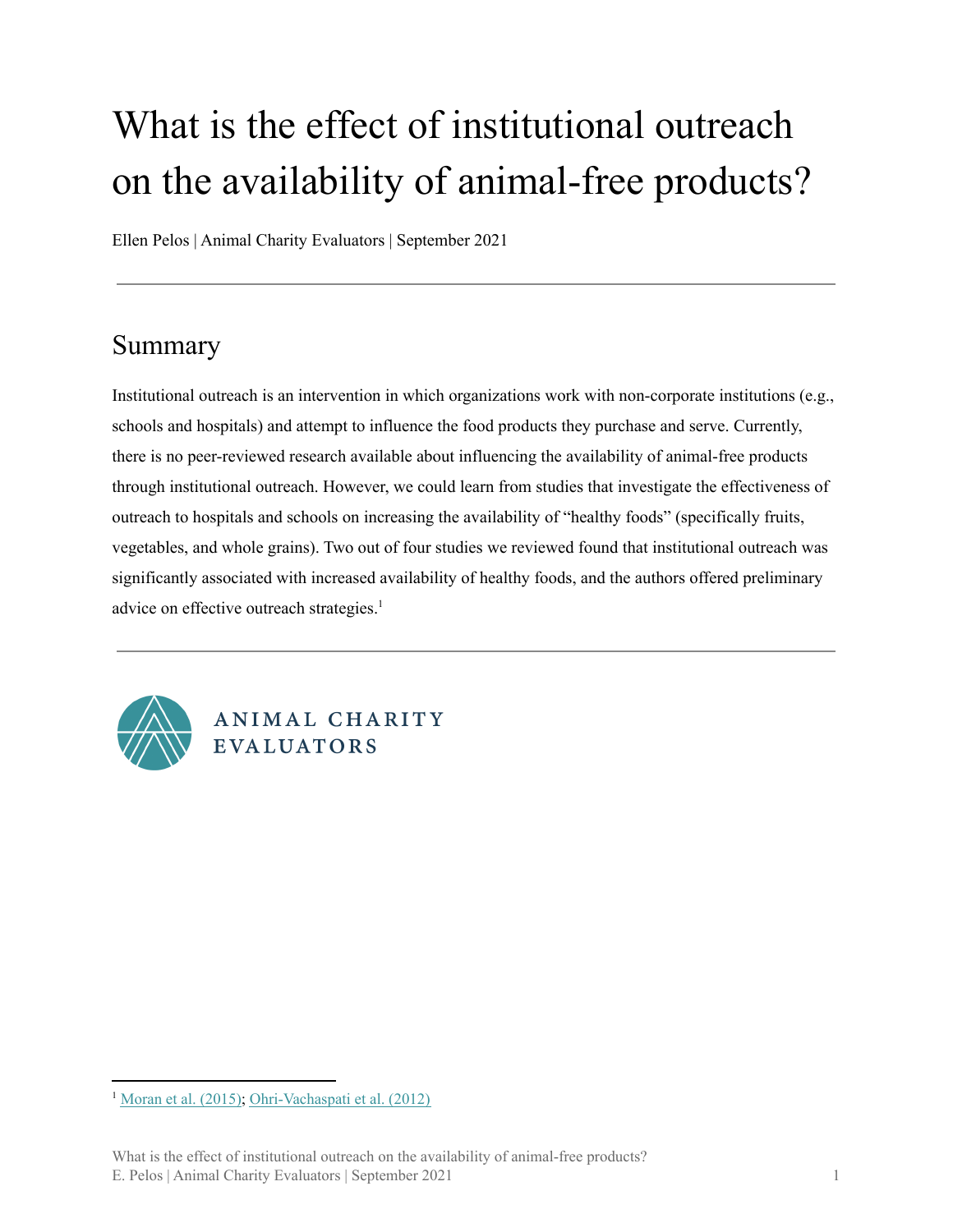# What is the effect of institutional outreach on the availability of animal-free products?

Ellen Pelos | Animal Charity Evaluators | September 2021

---

## Summary

Institutional outreach is an intervention in which organizations work with non-corporate institutions (e.g., schools and hospitals) and attempt to influence the food products they purchase and serve. Currently, there is no peer-reviewed research available about influencing the availability of animal-free products through institutional outreach. However, we could learn from studies that investigate the effectiveness of outreach to hospitals and schools on increasing the availability of "healthy foods" (specifically fruits, vegetables, and whole grains). Two out of four studies we reviewed found that institutional outreach was significantly associated with increased availability of healthy foods, and the authors offered preliminary advice on effective outreach strategies.[1]

---

ANIMAL CHARITY EVALUATORS

[1] Moran et al. (2015); Ohri-Vachaspati et al. (2012)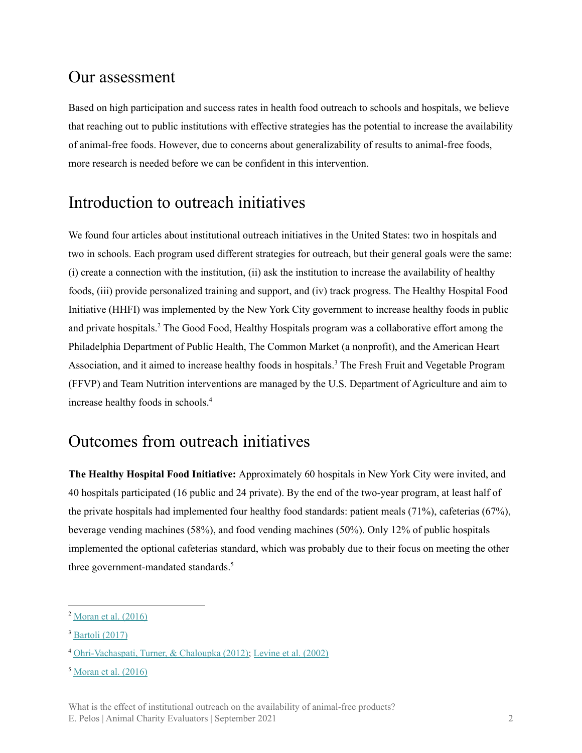## Our assessment

Based on high participation and success rates in health food outreach to schools and hospitals, we believe that reaching out to public institutions with effective strategies has the potential to increase the availability of animal-free foods. However, due to concerns about generalizability of results to animal-free foods, more research is needed before we can be confident in this intervention.

## Introduction to outreach initiatives

We found four articles about institutional outreach initiatives in the United States: two in hospitals and two in schools. Each program used different strategies for outreach, but their general goals were the same: (i) create a connection with the institution, (ii) ask the institution to increase the availability of healthy foods, (iii) provide personalized training and support, and (iv) track progress. The Healthy Hospital Food Initiative (HHFI) was implemented by the New York City government to increase healthy foods in public and private hospitals.[2] The Good Food, Healthy Hospitals program was a collaborative effort among the Philadelphia Department of Public Health, The Common Market (a nonprofit), and the American Heart Association, and it aimed to increase healthy foods in hospitals.[3] The Fresh Fruit and Vegetable Program (FFVP) and Team Nutrition interventions are managed by the U.S. Department of Agriculture and aim to increase healthy foods in schools.[4]

## Outcomes from outreach initiatives

**The Healthy Hospital Food Initiative:** Approximately 60 hospitals in New York City were invited, and 40 hospitals participated (16 public and 24 private). By the end of the two-year program, at least half of the private hospitals had implemented four healthy food standards: patient meals (71%), cafeterias (67%), beverage vending machines (58%), and food vending machines (50%). Only 12% of public hospitals implemented the optional cafeterias standard, which was probably due to their focus on meeting the other three government-mandated standards.[5]

---

[2] Moran et al. (2016)

[3] Bartoli (2017)

[4] Ohri-Vachaspati, Turner, & Chaloupka (2012); Levine et al. (2002)

[5] Moran et al. (2016)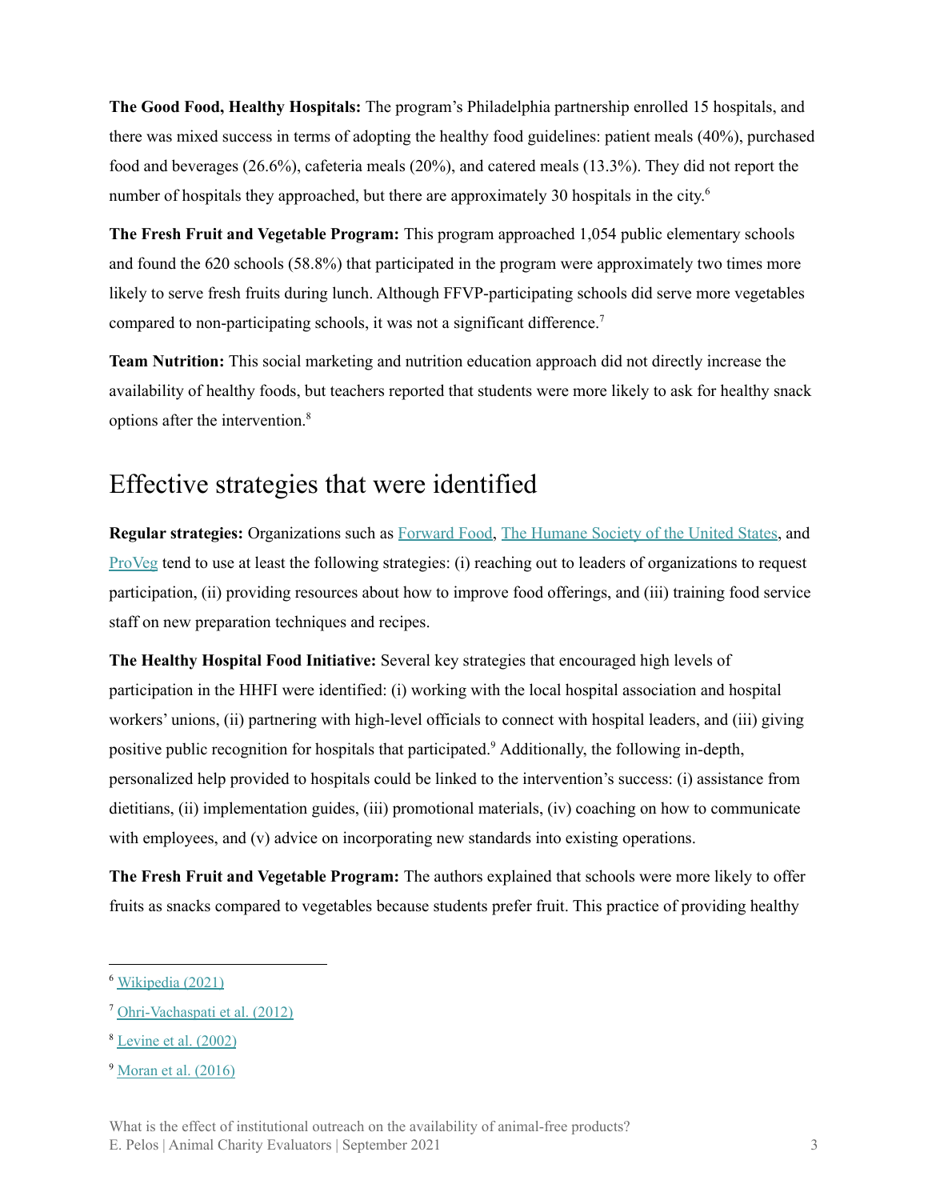**The Good Food, Healthy Hospitals:** The program's Philadelphia partnership enrolled 15 hospitals, and there was mixed success in terms of adopting the healthy food guidelines: patient meals (40%), purchased food and beverages (26.6%), cafeteria meals (20%), and catered meals (13.3%). They did not report the number of hospitals they approached, but there are approximately 30 hospitals in the city.[6]

**The Fresh Fruit and Vegetable Program:** This program approached 1,054 public elementary schools and found the 620 schools (58.8%) that participated in the program were approximately two times more likely to serve fresh fruits during lunch. Although FFVP-participating schools did serve more vegetables compared to non-participating schools, it was not a significant difference.[7]

**Team Nutrition:** This social marketing and nutrition education approach did not directly increase the availability of healthy foods, but teachers reported that students were more likely to ask for healthy snack options after the intervention.[8]

## Effective strategies that were identified

**Regular strategies:** Organizations such as Forward Food, The Humane Society of the United States, and ProVeg tend to use at least the following strategies: (i) reaching out to leaders of organizations to request participation, (ii) providing resources about how to improve food offerings, and (iii) training food service staff on new preparation techniques and recipes.

**The Healthy Hospital Food Initiative:** Several key strategies that encouraged high levels of participation in the HHFI were identified: (i) working with the local hospital association and hospital workers' unions, (ii) partnering with high-level officials to connect with hospital leaders, and (iii) giving positive public recognition for hospitals that participated.[9] Additionally, the following in-depth, personalized help provided to hospitals could be linked to the intervention's success: (i) assistance from dietitians, (ii) implementation guides, (iii) promotional materials, (iv) coaching on how to communicate with employees, and (v) advice on incorporating new standards into existing operations.

**The Fresh Fruit and Vegetable Program:** The authors explained that schools were more likely to offer fruits as snacks compared to vegetables because students prefer fruit. This practice of providing healthy

---

[6] Wikipedia (2021)

[7] Ohri-Vachaspati et al. (2012)

[8] Levine et al. (2002)

[9] Moran et al. (2016)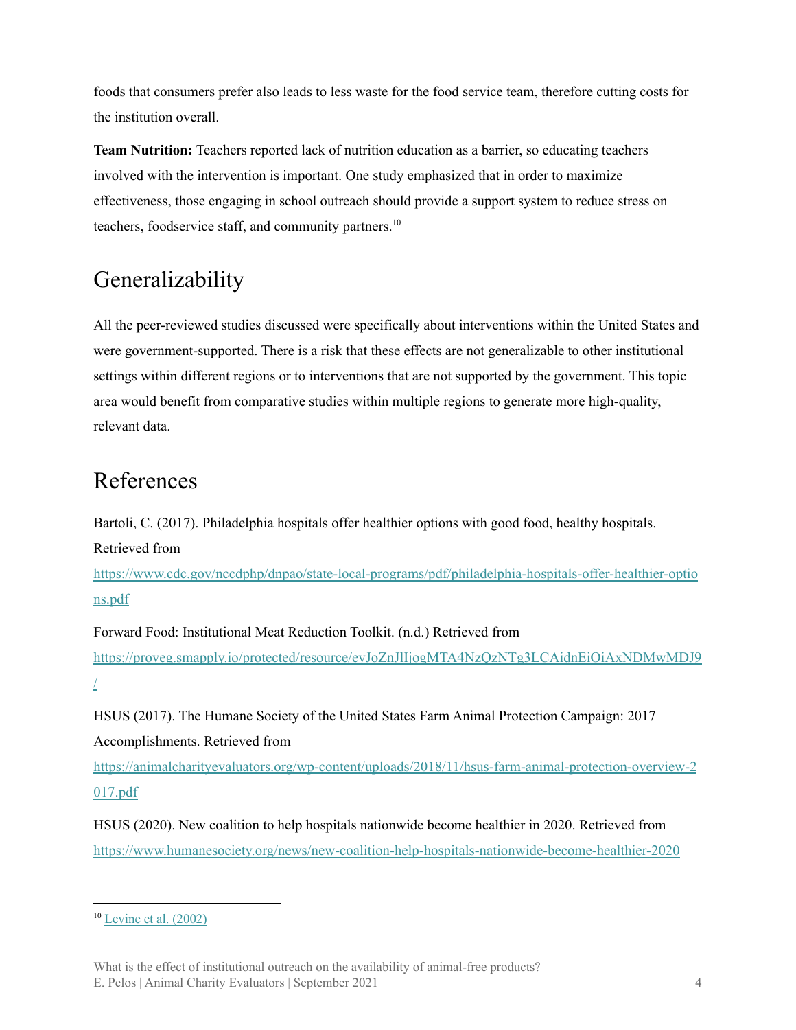foods that consumers prefer also leads to less waste for the food service team, therefore cutting costs for the institution overall.

**Team Nutrition:** Teachers reported lack of nutrition education as a barrier, so educating teachers involved with the intervention is important. One study emphasized that in order to maximize effectiveness, those engaging in school outreach should provide a support system to reduce stress on teachers, foodservice staff, and community partners.[10]

## Generalizability

All the peer-reviewed studies discussed were specifically about interventions within the United States and were government-supported. There is a risk that these effects are not generalizable to other institutional settings within different regions or to interventions that are not supported by the government. This topic area would benefit from comparative studies within multiple regions to generate more high-quality, relevant data.

## References

Bartoli, C. (2017). Philadelphia hospitals offer healthier options with good food, healthy hospitals. Retrieved from https://www.cdc.gov/nccdphp/dnpao/state-local-programs/pdf/philadelphia-hospitals-offer-healthier-options.pdf

Forward Food: Institutional Meat Reduction Toolkit. (n.d.) Retrieved from https://proveg.smapply.io/protected/resource/eyJoZnJlIjogMTA4NzQzNTg3LCAidnEiOiAxNDMwMDJ9/

HSUS (2017). The Humane Society of the United States Farm Animal Protection Campaign: 2017 Accomplishments. Retrieved from https://animalcharityevaluators.org/wp-content/uploads/2018/11/hsus-farm-animal-protection-overview-2017.pdf

HSUS (2020). New coalition to help hospitals nationwide become healthier in 2020. Retrieved from https://www.humanesociety.org/news/new-coalition-help-hospitals-nationwide-become-healthier-2020

[10] Levine et al. (2002)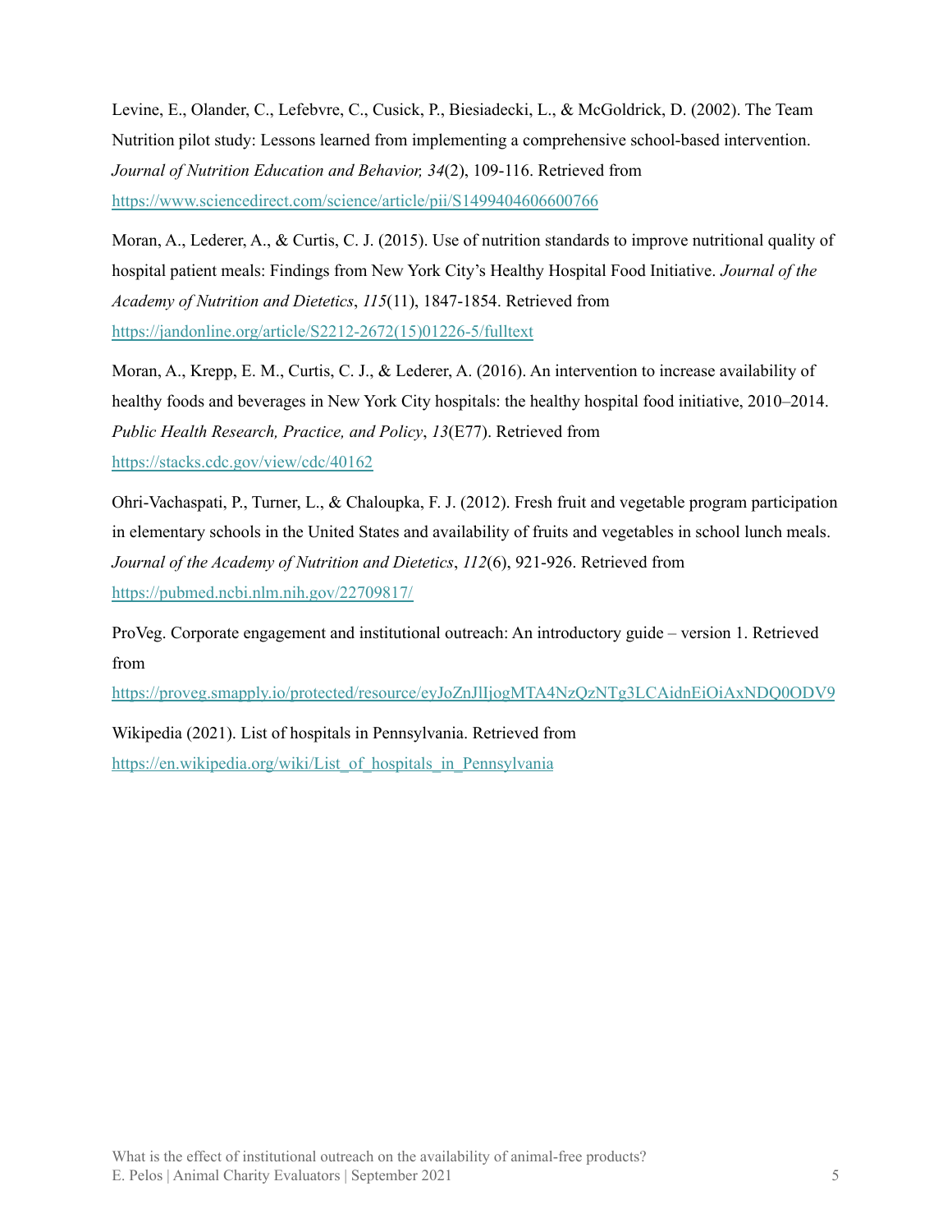Levine, E., Olander, C., Lefebvre, C., Cusick, P., Biesiadecki, L., & McGoldrick, D. (2002). The Team Nutrition pilot study: Lessons learned from implementing a comprehensive school-based intervention. *Journal of Nutrition Education and Behavior, 34*(2), 109-116. Retrieved from https://www.sciencedirect.com/science/article/pii/S1499404606600766

Moran, A., Lederer, A., & Curtis, C. J. (2015). Use of nutrition standards to improve nutritional quality of hospital patient meals: Findings from New York City's Healthy Hospital Food Initiative. *Journal of the Academy of Nutrition and Dietetics*, *115*(11), 1847-1854. Retrieved from https://jandonline.org/article/S2212-2672(15)01226-5/fulltext

Moran, A., Krepp, E. M., Curtis, C. J., & Lederer, A. (2016). An intervention to increase availability of healthy foods and beverages in New York City hospitals: the healthy hospital food initiative, 2010–2014. *Public Health Research, Practice, and Policy*, *13*(E77). Retrieved from https://stacks.cdc.gov/view/cdc/40162

Ohri-Vachaspati, P., Turner, L., & Chaloupka, F. J. (2012). Fresh fruit and vegetable program participation in elementary schools in the United States and availability of fruits and vegetables in school lunch meals. *Journal of the Academy of Nutrition and Dietetics*, *112*(6), 921-926. Retrieved from https://pubmed.ncbi.nlm.nih.gov/22709817/

ProVeg. Corporate engagement and institutional outreach: An introductory guide – version 1. Retrieved from https://proveg.smapply.io/protected/resource/eyJoZnJlIjogMTA4NzQzNTg3LCAidnEiOiAxNDQ0ODV9

Wikipedia (2021). List of hospitals in Pennsylvania. Retrieved from https://en.wikipedia.org/wiki/List_of_hospitals_in_Pennsylvania